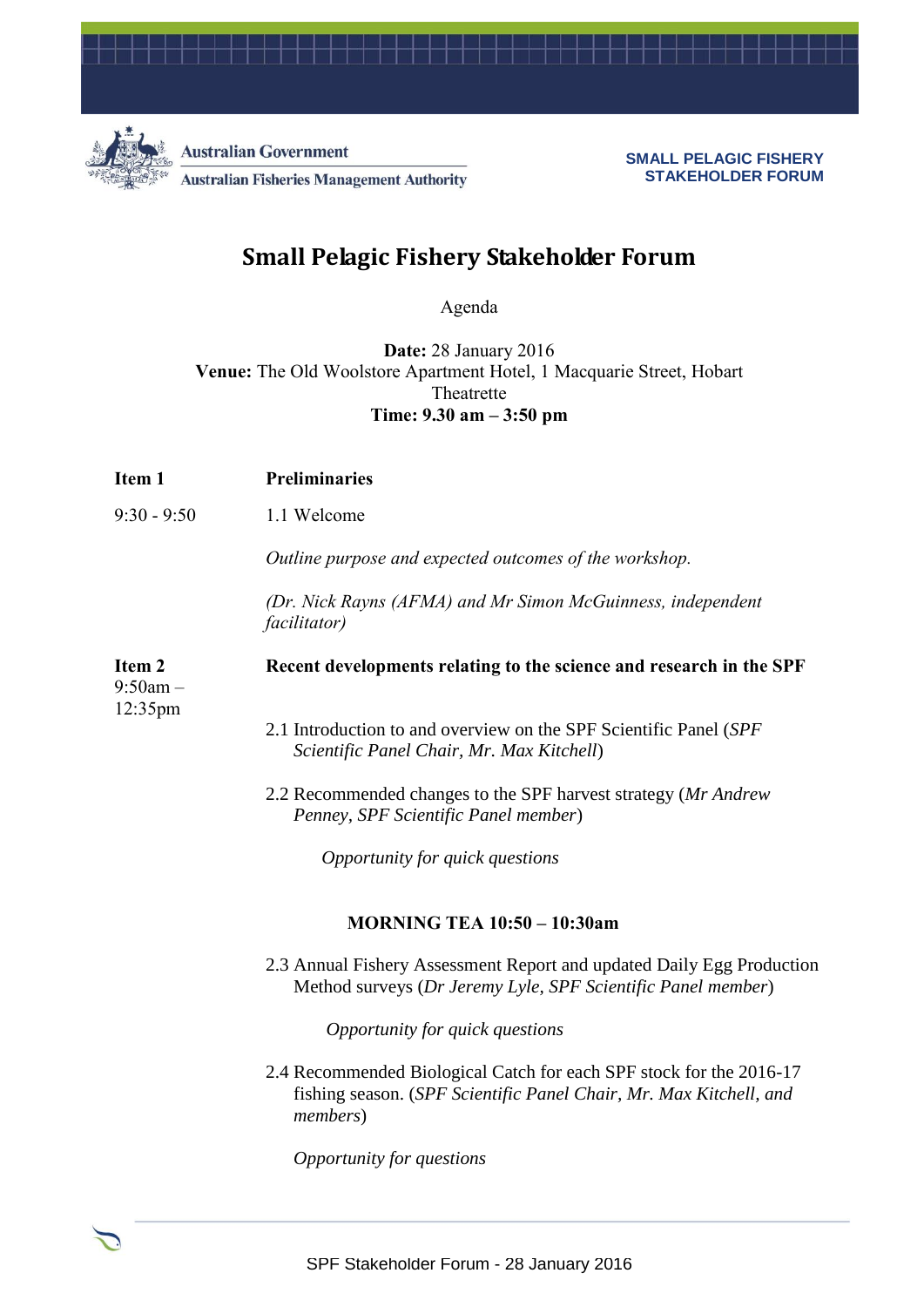Australian Government
Australian Fisheries Management Authority

**SMALL PELAGIC FISHERY STAKEHOLDER FORUM**

# Small Pelagic Fishery Stakeholder Forum

Agenda

**Date:** 28 January 2016
**Venue:** The Old Woolstore Apartment Hotel, 1 Macquarie Street, Hobart
Theatrette
**Time: 9.30 am – 3:50 pm**

**Item 1** — **Preliminaries**

9:30 - 9:50 — 1.1 Welcome

*Outline purpose and expected outcomes of the workshop.*

*(Dr. Nick Rayns (AFMA) and Mr Simon McGuinness, independent facilitator)*

**Item 2** 9:50am – 12:35pm — **Recent developments relating to the science and research in the SPF**

2.1 Introduction to and overview on the SPF Scientific Panel (*SPF Scientific Panel Chair, Mr. Max Kitchell*)

2.2 Recommended changes to the SPF harvest strategy (*Mr Andrew Penney, SPF Scientific Panel member*)

*Opportunity for quick questions*

**MORNING TEA 10:50 – 10:30am**

2.3 Annual Fishery Assessment Report and updated Daily Egg Production Method surveys (*Dr Jeremy Lyle, SPF Scientific Panel member*)

*Opportunity for quick questions*

2.4 Recommended Biological Catch for each SPF stock for the 2016-17 fishing season. (*SPF Scientific Panel Chair, Mr. Max Kitchell, and members*)

*Opportunity for questions*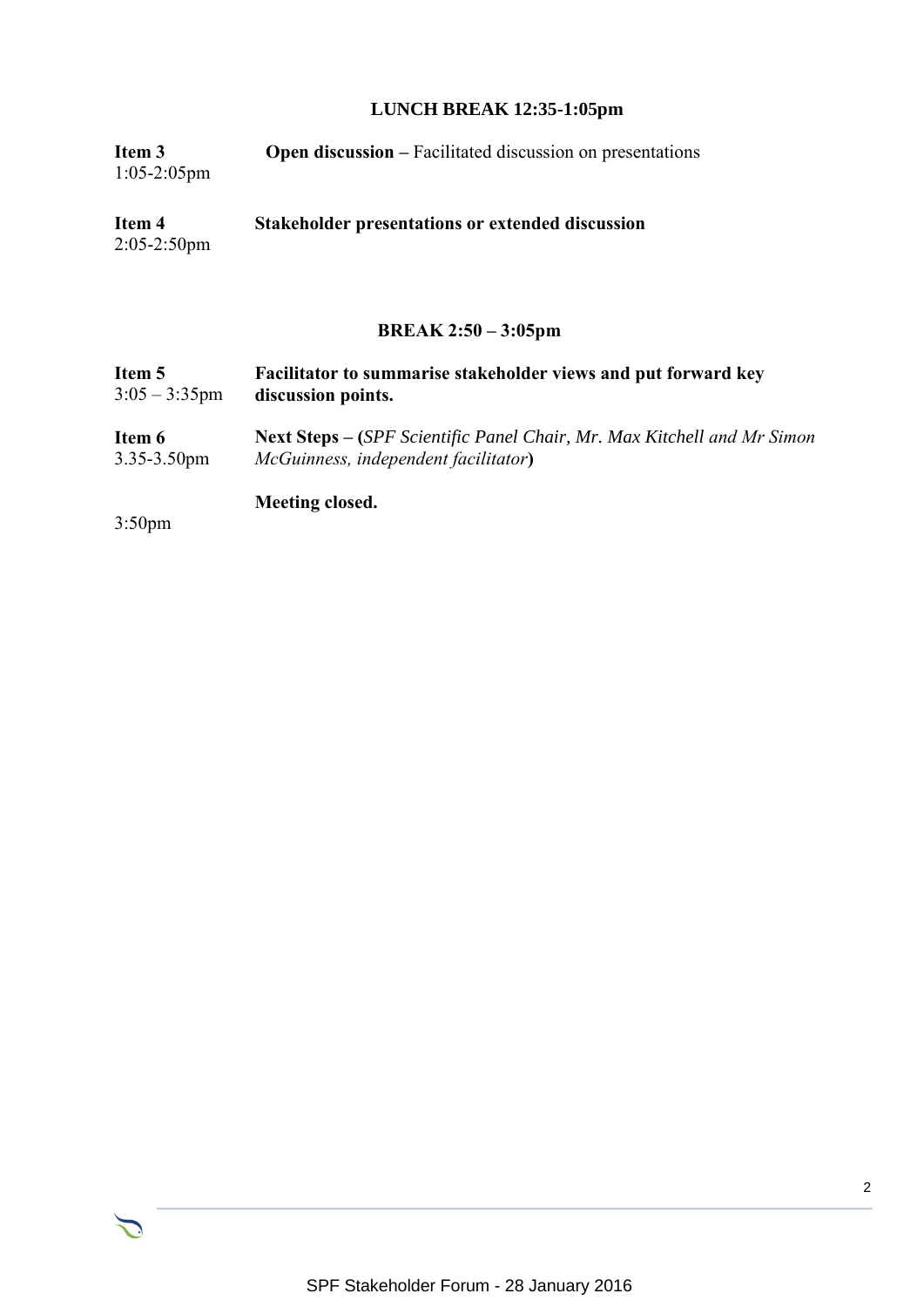**LUNCH BREAK 12:35-1:05pm**

**Item 3**
1:05-2:05pm

**Open discussion –** Facilitated discussion on presentations

**Item 4**
2:05-2:50pm

**Stakeholder presentations or extended discussion**

**BREAK 2:50 – 3:05pm**

**Item 5**
3:05 – 3:35pm

**Facilitator to summarise stakeholder views and put forward key discussion points.**

**Item 6**
3.35-3.50pm

**Next Steps – (***SPF Scientific Panel Chair, Mr. Max Kitchell and Mr Simon McGuinness, independent facilitator***)**

**Meeting closed.**

3:50pm